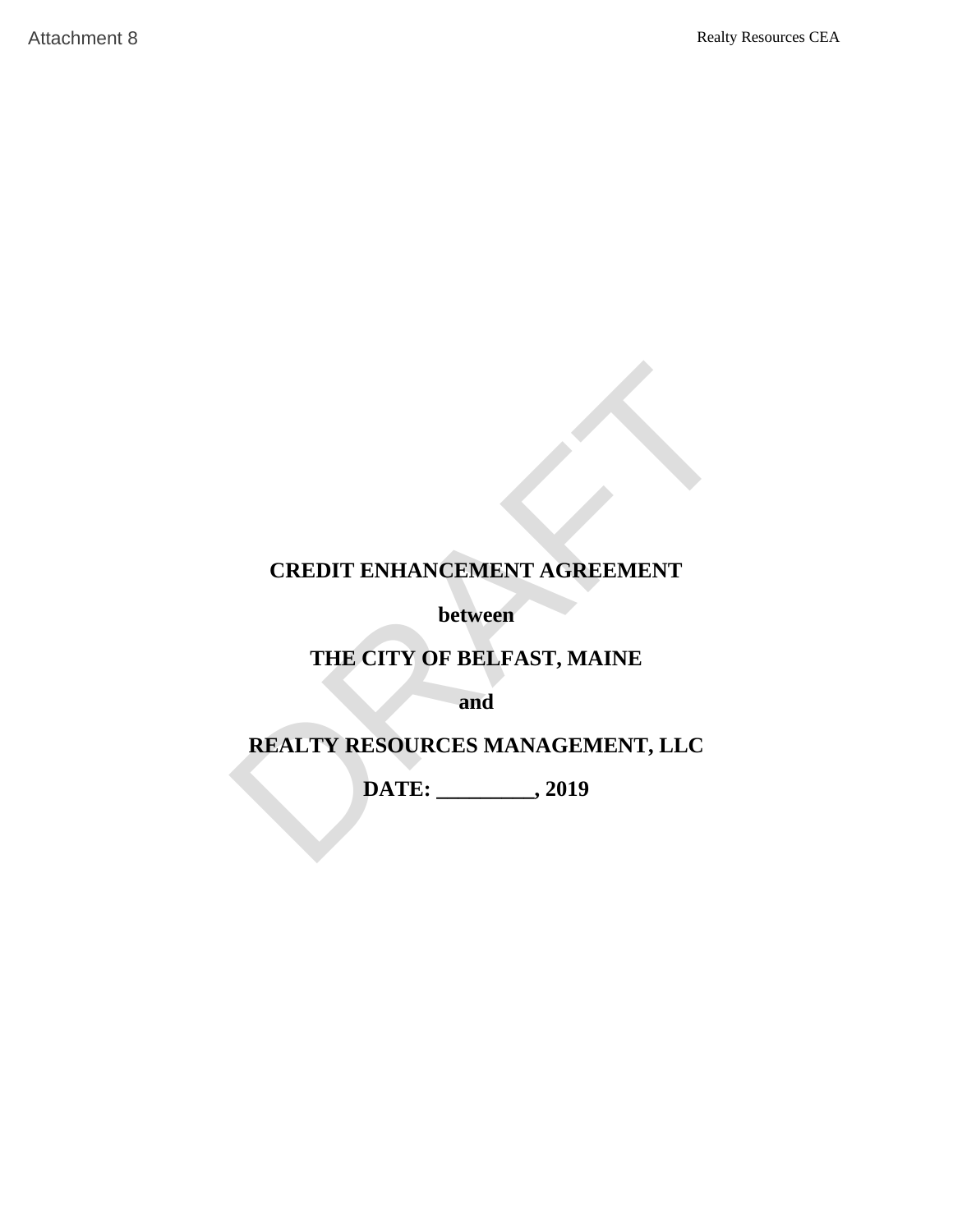**CREDIT ENHANCEMENT AGREEMENT**

**between**

**THE CITY OF BELFAST, MAINE**

**and**

**REALTY RESOURCES MANAGEMENT, LLC**

**DATE: _________, 2019**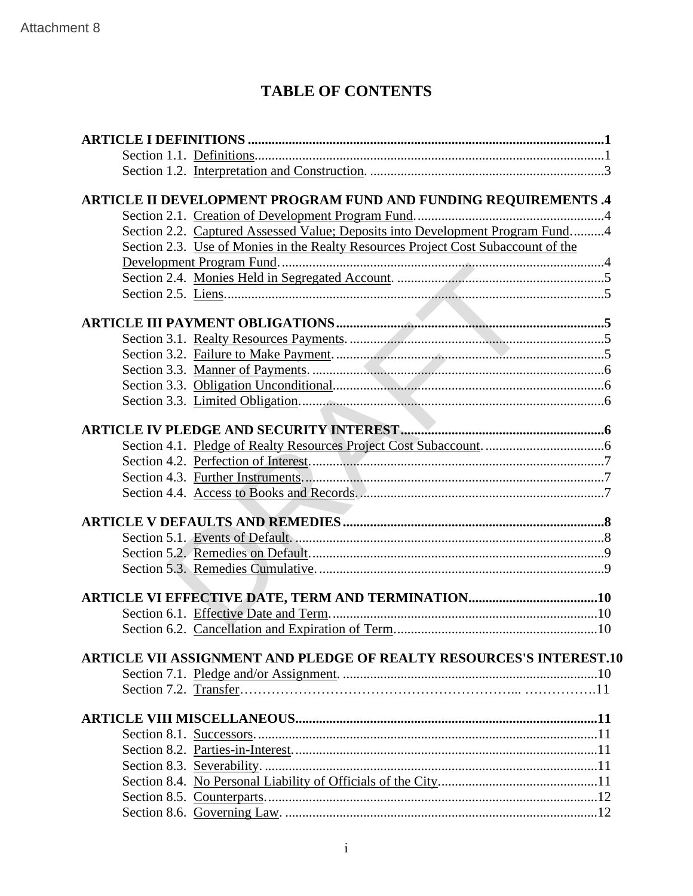Attachment 8

# TABLE OF CONTENTS

**ARTICLE I DEFINITIONS** ........................................................................................................**1**

Section 1.1. Definitions.......................................................................................................1

Section 1.2. Interpretation and Construction. .....................................................................3

**ARTICLE II DEVELOPMENT PROGRAM FUND AND FUNDING REQUIREMENTS .4**

Section 2.1. Creation of Development Program Fund.......................................................4

Section 2.2. Captured Assessed Value; Deposits into Development Program Fund..........4

Section 2.3. Use of Monies in the Realty Resources Project Cost Subaccount of the Development Program Fund................................................................................................4

Section 2.4. Monies Held in Segregated Account. .............................................................5

Section 2.5. Liens...............................................................................................................5

**ARTICLE III PAYMENT OBLIGATIONS**...............................................................................**5**

Section 3.1. Realty Resources Payments. ...........................................................................5

Section 3.2. Failure to Make Payment...............................................................................5

Section 3.3. Manner of Payments. .....................................................................................6

Section 3.3. Obligation Unconditional...............................................................................6

Section 3.3. Limited Obligation.........................................................................................6

**ARTICLE IV PLEDGE AND SECURITY INTEREST**............................................................**6**

Section 4.1. Pledge of Realty Resources Project Cost Subaccount. ...................................6

Section 4.2. Perfection of Interest.......................................................................................7

Section 4.3. Further Instruments.........................................................................................7

Section 4.4. Access to Books and Records..........................................................................7

**ARTICLE V DEFAULTS AND REMEDIES**.............................................................................**8**

Section 5.1. Events of Default. ...........................................................................................8

Section 5.2. Remedies on Default.......................................................................................9

Section 5.3. Remedies Cumulative.....................................................................................9

**ARTICLE VI EFFECTIVE DATE, TERM AND TERMINATION**......................................**10**

Section 6.1. Effective Date and Term...............................................................................10

Section 6.2. Cancellation and Expiration of Term...........................................................10

**ARTICLE VII ASSIGNMENT AND PLEDGE OF REALTY RESOURCES'S INTEREST.10**

Section 7.1. Pledge and/or Assignment. ...........................................................................10

Section 7.2. Transfer………………………………………………………... …………….11

**ARTICLE VIII MISCELLANEOUS**.........................................................................................**11**

Section 8.1. Successors....................................................................................................11

Section 8.2. Parties-in-Interest..........................................................................................11

Section 8.3. Severability. ..................................................................................................11

Section 8.4. No Personal Liability of Officials of the City..............................................11

Section 8.5. Counterparts.................................................................................................12

Section 8.6. Governing Law. ............................................................................................12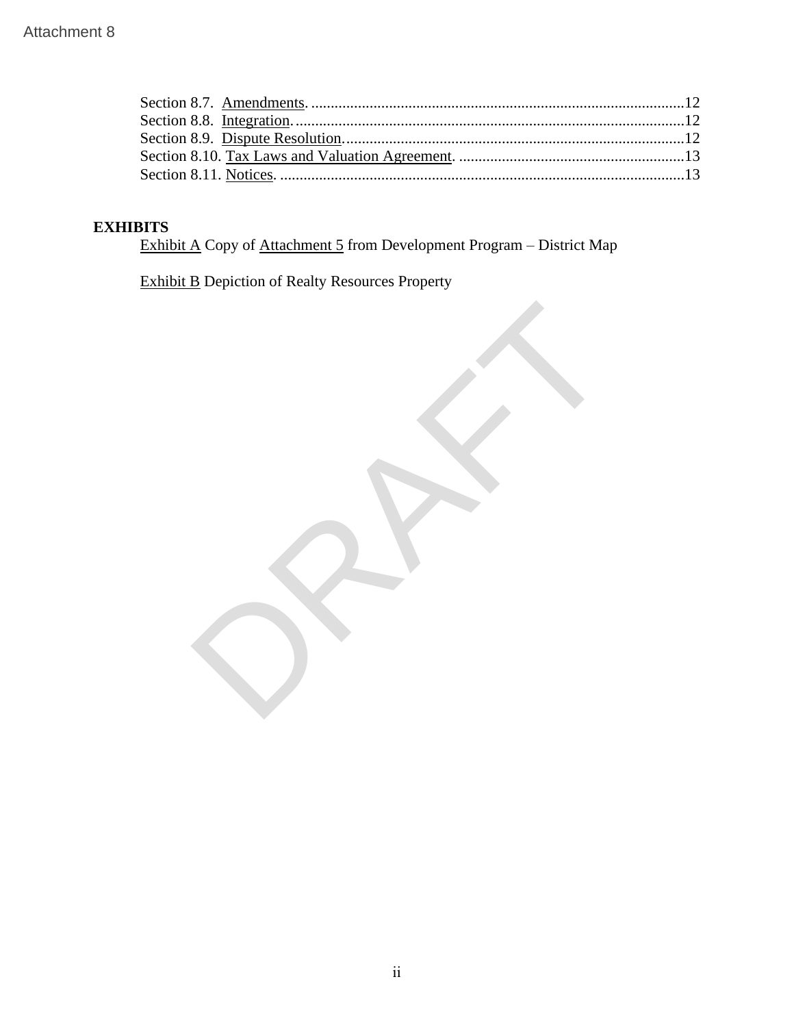Section 8.7. Amendments. ....................................................................................................12
Section 8.8. Integration. ......................................................................................................12
Section 8.9. Dispute Resolution. ..........................................................................................12
Section 8.10. Tax Laws and Valuation Agreement. .............................................................13
Section 8.11. Notices. ..........................................................................................................13

**EXHIBITS**

Exhibit A Copy of Attachment 5 from Development Program – District Map

Exhibit B Depiction of Realty Resources Property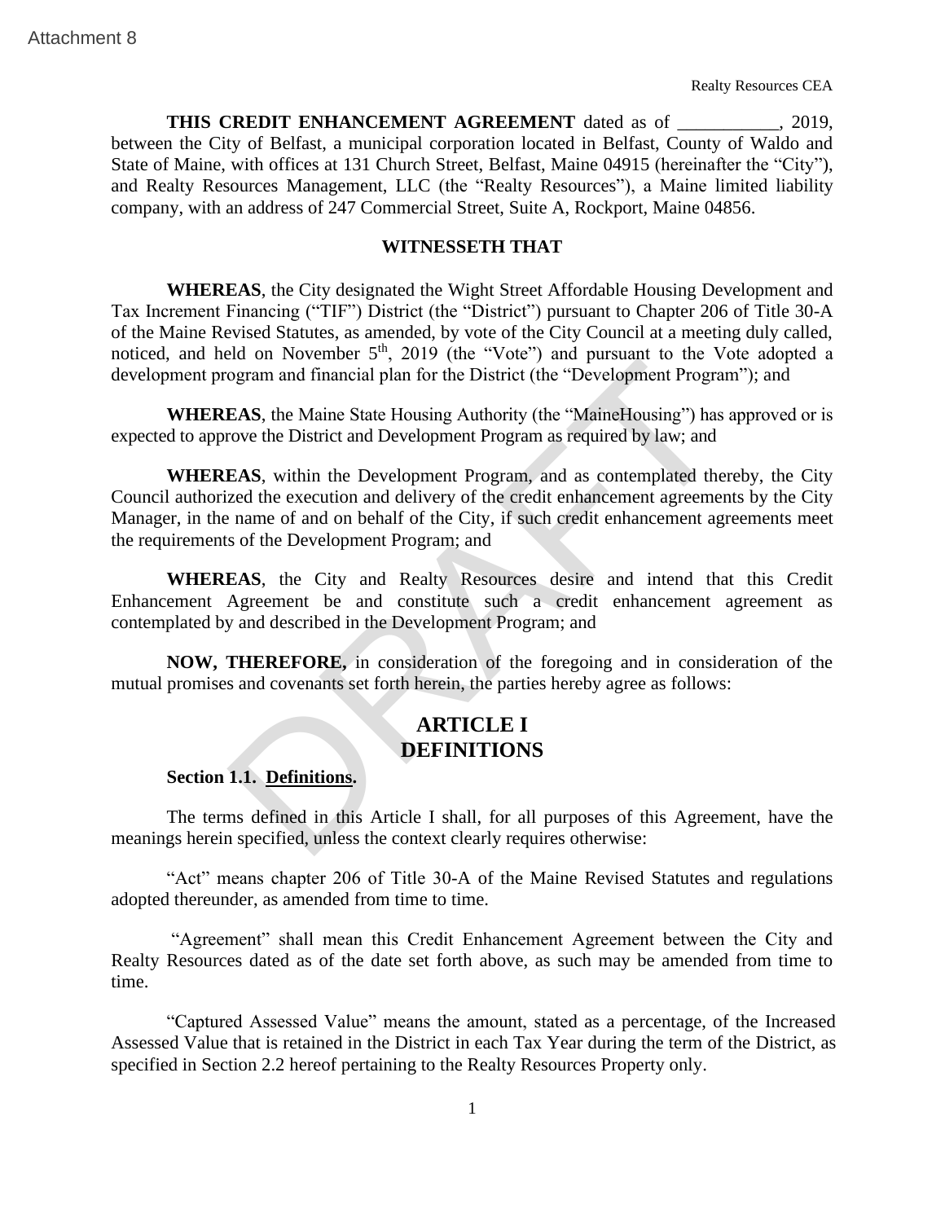**THIS CREDIT ENHANCEMENT AGREEMENT** dated as of ___________, 2019, between the City of Belfast, a municipal corporation located in Belfast, County of Waldo and State of Maine, with offices at 131 Church Street, Belfast, Maine 04915 (hereinafter the "City"), and Realty Resources Management, LLC (the "Realty Resources"), a Maine limited liability company, with an address of 247 Commercial Street, Suite A, Rockport, Maine 04856.

**WITNESSETH THAT**

**WHEREAS**, the City designated the Wight Street Affordable Housing Development and Tax Increment Financing ("TIF") District (the "District") pursuant to Chapter 206 of Title 30-A of the Maine Revised Statutes, as amended, by vote of the City Council at a meeting duly called, noticed, and held on November 5th, 2019 (the "Vote") and pursuant to the Vote adopted a development program and financial plan for the District (the "Development Program"); and

**WHEREAS**, the Maine State Housing Authority (the "MaineHousing") has approved or is expected to approve the District and Development Program as required by law; and

**WHEREAS**, within the Development Program, and as contemplated thereby, the City Council authorized the execution and delivery of the credit enhancement agreements by the City Manager, in the name of and on behalf of the City, if such credit enhancement agreements meet the requirements of the Development Program; and

**WHEREAS**, the City and Realty Resources desire and intend that this Credit Enhancement Agreement be and constitute such a credit enhancement agreement as contemplated by and described in the Development Program; and

**NOW, THEREFORE,** in consideration of the foregoing and in consideration of the mutual promises and covenants set forth herein, the parties hereby agree as follows:

# ARTICLE I
# DEFINITIONS

**Section 1.1. Definitions.**

The terms defined in this Article I shall, for all purposes of this Agreement, have the meanings herein specified, unless the context clearly requires otherwise:

"Act" means chapter 206 of Title 30-A of the Maine Revised Statutes and regulations adopted thereunder, as amended from time to time.

"Agreement" shall mean this Credit Enhancement Agreement between the City and Realty Resources dated as of the date set forth above, as such may be amended from time to time.

"Captured Assessed Value" means the amount, stated as a percentage, of the Increased Assessed Value that is retained in the District in each Tax Year during the term of the District, as specified in Section 2.2 hereof pertaining to the Realty Resources Property only.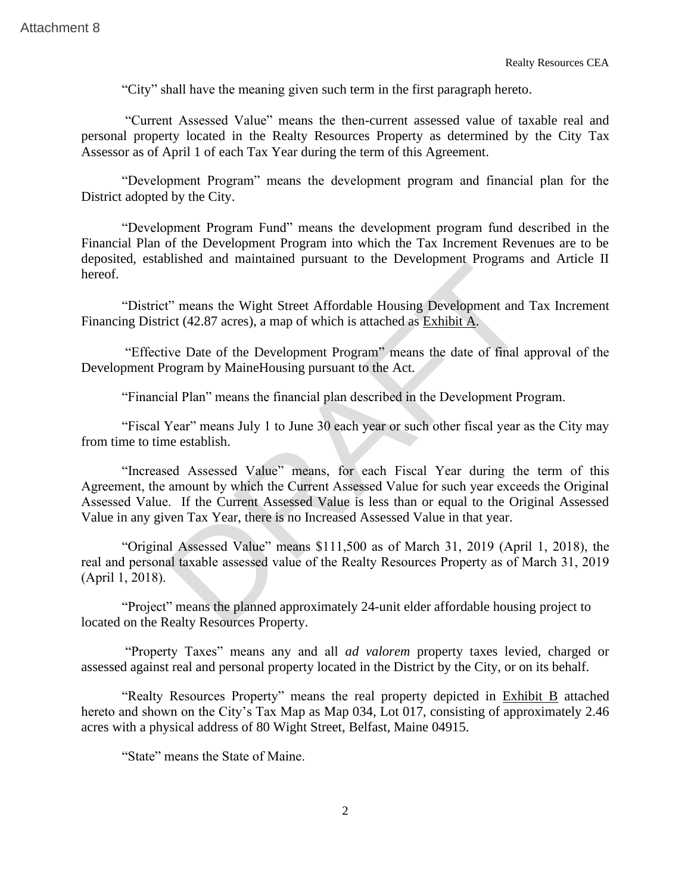"City" shall have the meaning given such term in the first paragraph hereto.

"Current Assessed Value" means the then-current assessed value of taxable real and personal property located in the Realty Resources Property as determined by the City Tax Assessor as of April 1 of each Tax Year during the term of this Agreement.

"Development Program" means the development program and financial plan for the District adopted by the City.

"Development Program Fund" means the development program fund described in the Financial Plan of the Development Program into which the Tax Increment Revenues are to be deposited, established and maintained pursuant to the Development Programs and Article II hereof.

"District" means the Wight Street Affordable Housing Development and Tax Increment Financing District (42.87 acres), a map of which is attached as Exhibit A.

"Effective Date of the Development Program" means the date of final approval of the Development Program by MaineHousing pursuant to the Act.

"Financial Plan" means the financial plan described in the Development Program.

"Fiscal Year" means July 1 to June 30 each year or such other fiscal year as the City may from time to time establish.

"Increased Assessed Value" means, for each Fiscal Year during the term of this Agreement, the amount by which the Current Assessed Value for such year exceeds the Original Assessed Value. If the Current Assessed Value is less than or equal to the Original Assessed Value in any given Tax Year, there is no Increased Assessed Value in that year.

"Original Assessed Value" means $111,500 as of March 31, 2019 (April 1, 2018), the real and personal taxable assessed value of the Realty Resources Property as of March 31, 2019 (April 1, 2018).

"Project" means the planned approximately 24-unit elder affordable housing project to located on the Realty Resources Property.

"Property Taxes" means any and all *ad valorem* property taxes levied, charged or assessed against real and personal property located in the District by the City, or on its behalf.

"Realty Resources Property" means the real property depicted in Exhibit B attached hereto and shown on the City's Tax Map as Map 034, Lot 017, consisting of approximately 2.46 acres with a physical address of 80 Wight Street, Belfast, Maine 04915.

"State" means the State of Maine.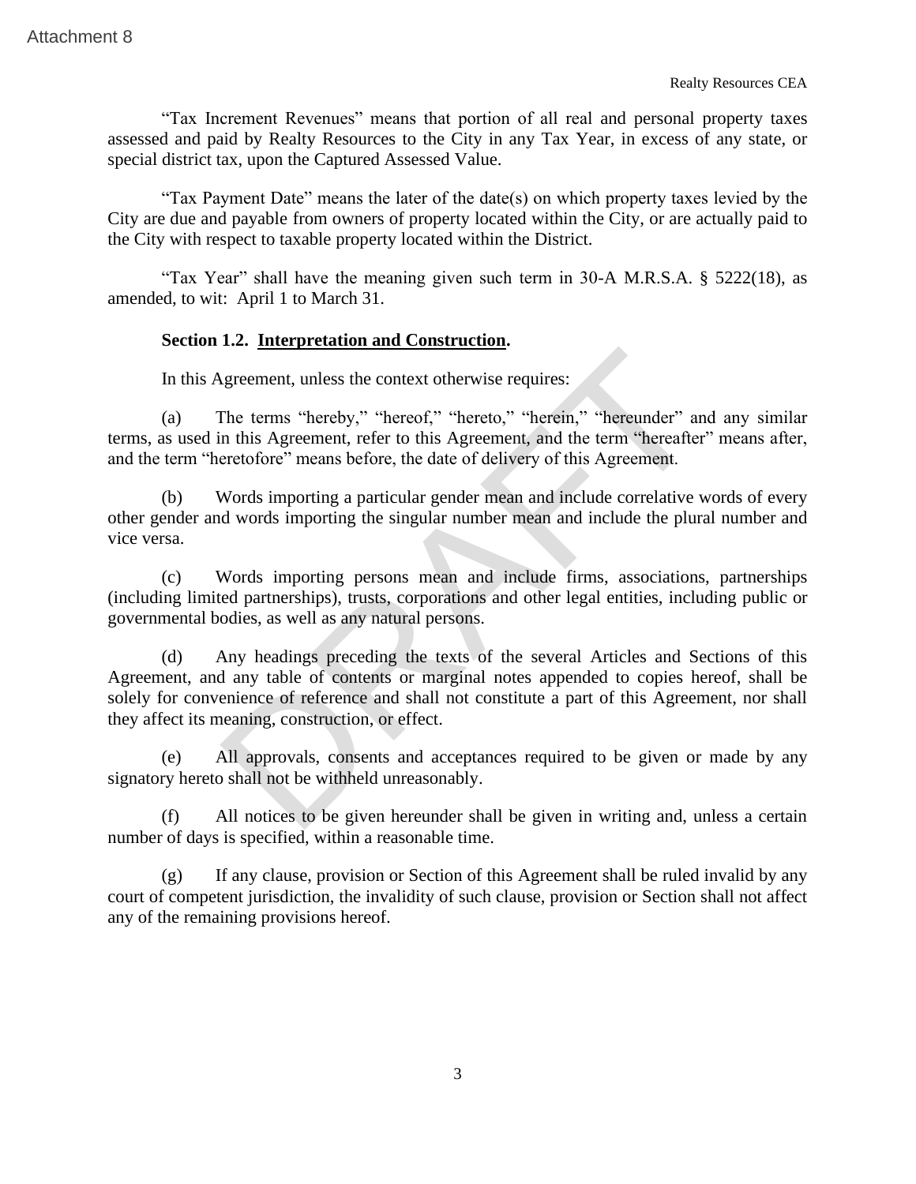"Tax Increment Revenues" means that portion of all real and personal property taxes assessed and paid by Realty Resources to the City in any Tax Year, in excess of any state, or special district tax, upon the Captured Assessed Value.

"Tax Payment Date" means the later of the date(s) on which property taxes levied by the City are due and payable from owners of property located within the City, or are actually paid to the City with respect to taxable property located within the District.

"Tax Year" shall have the meaning given such term in 30-A M.R.S.A. § 5222(18), as amended, to wit: April 1 to March 31.

**Section 1.2. Interpretation and Construction.**

In this Agreement, unless the context otherwise requires:

(a) The terms "hereby," "hereof," "hereto," "herein," "hereunder" and any similar terms, as used in this Agreement, refer to this Agreement, and the term "hereafter" means after, and the term "heretofore" means before, the date of delivery of this Agreement.

(b) Words importing a particular gender mean and include correlative words of every other gender and words importing the singular number mean and include the plural number and vice versa.

(c) Words importing persons mean and include firms, associations, partnerships (including limited partnerships), trusts, corporations and other legal entities, including public or governmental bodies, as well as any natural persons.

(d) Any headings preceding the texts of the several Articles and Sections of this Agreement, and any table of contents or marginal notes appended to copies hereof, shall be solely for convenience of reference and shall not constitute a part of this Agreement, nor shall they affect its meaning, construction, or effect.

(e) All approvals, consents and acceptances required to be given or made by any signatory hereto shall not be withheld unreasonably.

(f) All notices to be given hereunder shall be given in writing and, unless a certain number of days is specified, within a reasonable time.

(g) If any clause, provision or Section of this Agreement shall be ruled invalid by any court of competent jurisdiction, the invalidity of such clause, provision or Section shall not affect any of the remaining provisions hereof.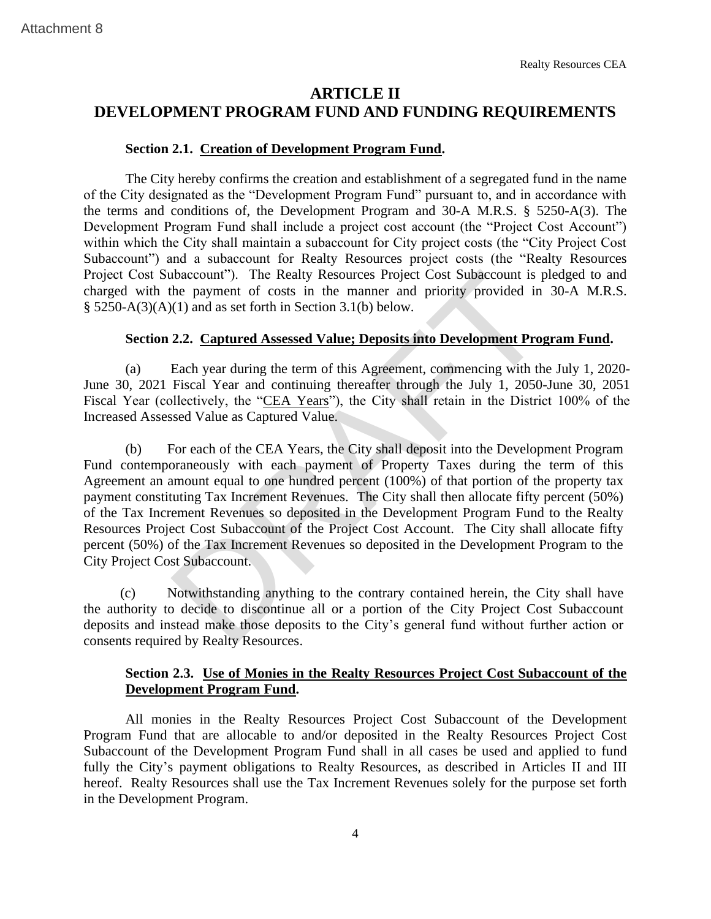## ARTICLE II
## DEVELOPMENT PROGRAM FUND AND FUNDING REQUIREMENTS

**Section 2.1. <u>Creation of Development Program Fund</u>.**

The City hereby confirms the creation and establishment of a segregated fund in the name of the City designated as the "Development Program Fund" pursuant to, and in accordance with the terms and conditions of, the Development Program and 30-A M.R.S. § 5250-A(3). The Development Program Fund shall include a project cost account (the "Project Cost Account") within which the City shall maintain a subaccount for City project costs (the "City Project Cost Subaccount") and a subaccount for Realty Resources project costs (the "Realty Resources Project Cost Subaccount"). The Realty Resources Project Cost Subaccount is pledged to and charged with the payment of costs in the manner and priority provided in 30-A M.R.S. § 5250-A(3)(A)(1) and as set forth in Section 3.1(b) below.

**Section 2.2. <u>Captured Assessed Value; Deposits into Development Program Fund</u>.**

(a) Each year during the term of this Agreement, commencing with the July 1, 2020-June 30, 2021 Fiscal Year and continuing thereafter through the July 1, 2050-June 30, 2051 Fiscal Year (collectively, the "<u>CEA Years</u>"), the City shall retain in the District 100% of the Increased Assessed Value as Captured Value.

(b) For each of the CEA Years, the City shall deposit into the Development Program Fund contemporaneously with each payment of Property Taxes during the term of this Agreement an amount equal to one hundred percent (100%) of that portion of the property tax payment constituting Tax Increment Revenues. The City shall then allocate fifty percent (50%) of the Tax Increment Revenues so deposited in the Development Program Fund to the Realty Resources Project Cost Subaccount of the Project Cost Account. The City shall allocate fifty percent (50%) of the Tax Increment Revenues so deposited in the Development Program to the City Project Cost Subaccount.

(c) Notwithstanding anything to the contrary contained herein, the City shall have the authority to decide to discontinue all or a portion of the City Project Cost Subaccount deposits and instead make those deposits to the City's general fund without further action or consents required by Realty Resources.

**Section 2.3. <u>Use of Monies in the Realty Resources Project Cost Subaccount of the Development Program Fund</u>.**

All monies in the Realty Resources Project Cost Subaccount of the Development Program Fund that are allocable to and/or deposited in the Realty Resources Project Cost Subaccount of the Development Program Fund shall in all cases be used and applied to fund fully the City's payment obligations to Realty Resources, as described in Articles II and III hereof. Realty Resources shall use the Tax Increment Revenues solely for the purpose set forth in the Development Program.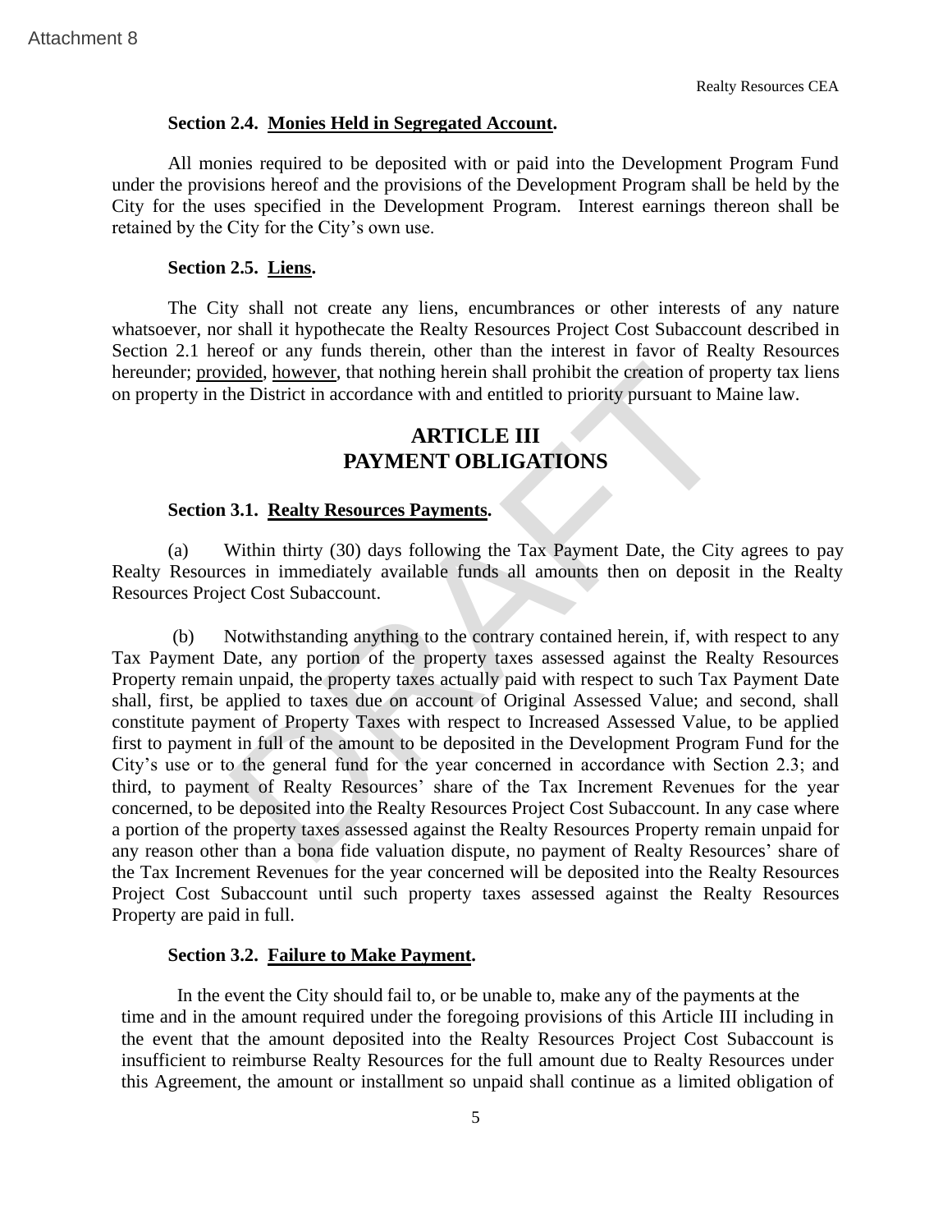**Section 2.4. Monies Held in Segregated Account.**

All monies required to be deposited with or paid into the Development Program Fund under the provisions hereof and the provisions of the Development Program shall be held by the City for the uses specified in the Development Program. Interest earnings thereon shall be retained by the City for the City's own use.

**Section 2.5. Liens.**

The City shall not create any liens, encumbrances or other interests of any nature whatsoever, nor shall it hypothecate the Realty Resources Project Cost Subaccount described in Section 2.1 hereof or any funds therein, other than the interest in favor of Realty Resources hereunder; provided, however, that nothing herein shall prohibit the creation of property tax liens on property in the District in accordance with and entitled to priority pursuant to Maine law.

# ARTICLE III
# PAYMENT OBLIGATIONS

**Section 3.1. Realty Resources Payments.**

(a) Within thirty (30) days following the Tax Payment Date, the City agrees to pay Realty Resources in immediately available funds all amounts then on deposit in the Realty Resources Project Cost Subaccount.

(b) Notwithstanding anything to the contrary contained herein, if, with respect to any Tax Payment Date, any portion of the property taxes assessed against the Realty Resources Property remain unpaid, the property taxes actually paid with respect to such Tax Payment Date shall, first, be applied to taxes due on account of Original Assessed Value; and second, shall constitute payment of Property Taxes with respect to Increased Assessed Value, to be applied first to payment in full of the amount to be deposited in the Development Program Fund for the City's use or to the general fund for the year concerned in accordance with Section 2.3; and third, to payment of Realty Resources' share of the Tax Increment Revenues for the year concerned, to be deposited into the Realty Resources Project Cost Subaccount. In any case where a portion of the property taxes assessed against the Realty Resources Property remain unpaid for any reason other than a bona fide valuation dispute, no payment of Realty Resources' share of the Tax Increment Revenues for the year concerned will be deposited into the Realty Resources Project Cost Subaccount until such property taxes assessed against the Realty Resources Property are paid in full.

**Section 3.2. Failure to Make Payment.**

In the event the City should fail to, or be unable to, make any of the payments at the time and in the amount required under the foregoing provisions of this Article III including in the event that the amount deposited into the Realty Resources Project Cost Subaccount is insufficient to reimburse Realty Resources for the full amount due to Realty Resources under this Agreement, the amount or installment so unpaid shall continue as a limited obligation of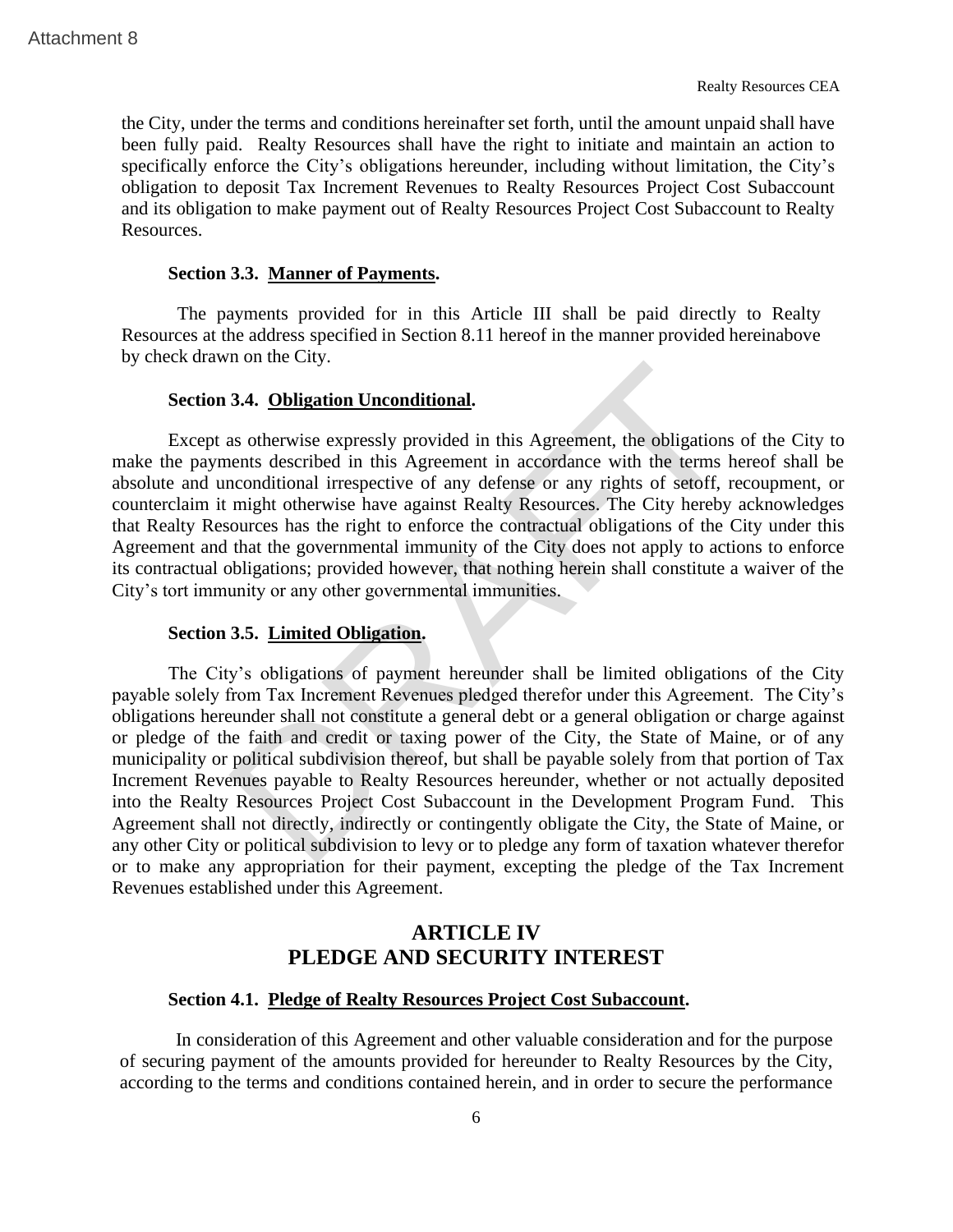the City, under the terms and conditions hereinafter set forth, until the amount unpaid shall have been fully paid. Realty Resources shall have the right to initiate and maintain an action to specifically enforce the City's obligations hereunder, including without limitation, the City's obligation to deposit Tax Increment Revenues to Realty Resources Project Cost Subaccount and its obligation to make payment out of Realty Resources Project Cost Subaccount to Realty Resources.

**Section 3.3. Manner of Payments.**

The payments provided for in this Article III shall be paid directly to Realty Resources at the address specified in Section 8.11 hereof in the manner provided hereinabove by check drawn on the City.

**Section 3.4. Obligation Unconditional.**

Except as otherwise expressly provided in this Agreement, the obligations of the City to make the payments described in this Agreement in accordance with the terms hereof shall be absolute and unconditional irrespective of any defense or any rights of setoff, recoupment, or counterclaim it might otherwise have against Realty Resources. The City hereby acknowledges that Realty Resources has the right to enforce the contractual obligations of the City under this Agreement and that the governmental immunity of the City does not apply to actions to enforce its contractual obligations; provided however, that nothing herein shall constitute a waiver of the City's tort immunity or any other governmental immunities.

**Section 3.5. Limited Obligation.**

The City's obligations of payment hereunder shall be limited obligations of the City payable solely from Tax Increment Revenues pledged therefor under this Agreement. The City's obligations hereunder shall not constitute a general debt or a general obligation or charge against or pledge of the faith and credit or taxing power of the City, the State of Maine, or of any municipality or political subdivision thereof, but shall be payable solely from that portion of Tax Increment Revenues payable to Realty Resources hereunder, whether or not actually deposited into the Realty Resources Project Cost Subaccount in the Development Program Fund. This Agreement shall not directly, indirectly or contingently obligate the City, the State of Maine, or any other City or political subdivision to levy or to pledge any form of taxation whatever therefor or to make any appropriation for their payment, excepting the pledge of the Tax Increment Revenues established under this Agreement.

## ARTICLE IV
## PLEDGE AND SECURITY INTEREST

**Section 4.1. Pledge of Realty Resources Project Cost Subaccount.**

In consideration of this Agreement and other valuable consideration and for the purpose of securing payment of the amounts provided for hereunder to Realty Resources by the City, according to the terms and conditions contained herein, and in order to secure the performance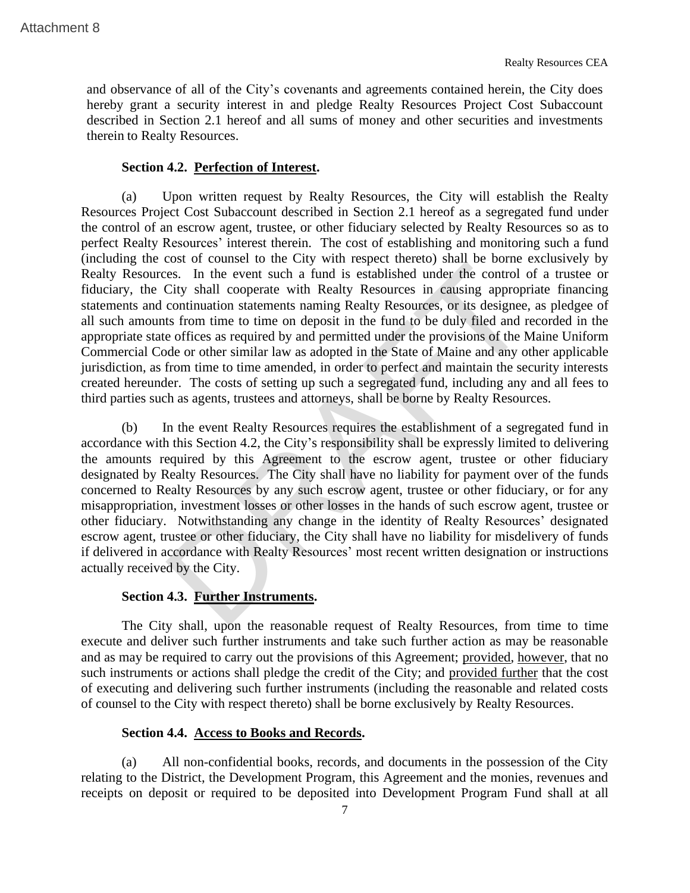and observance of all of the City's covenants and agreements contained herein, the City does hereby grant a security interest in and pledge Realty Resources Project Cost Subaccount described in Section 2.1 hereof and all sums of money and other securities and investments therein to Realty Resources.

**Section 4.2. Perfection of Interest.**

(a) Upon written request by Realty Resources, the City will establish the Realty Resources Project Cost Subaccount described in Section 2.1 hereof as a segregated fund under the control of an escrow agent, trustee, or other fiduciary selected by Realty Resources so as to perfect Realty Resources' interest therein. The cost of establishing and monitoring such a fund (including the cost of counsel to the City with respect thereto) shall be borne exclusively by Realty Resources. In the event such a fund is established under the control of a trustee or fiduciary, the City shall cooperate with Realty Resources in causing appropriate financing statements and continuation statements naming Realty Resources, or its designee, as pledgee of all such amounts from time to time on deposit in the fund to be duly filed and recorded in the appropriate state offices as required by and permitted under the provisions of the Maine Uniform Commercial Code or other similar law as adopted in the State of Maine and any other applicable jurisdiction, as from time to time amended, in order to perfect and maintain the security interests created hereunder. The costs of setting up such a segregated fund, including any and all fees to third parties such as agents, trustees and attorneys, shall be borne by Realty Resources.

(b) In the event Realty Resources requires the establishment of a segregated fund in accordance with this Section 4.2, the City's responsibility shall be expressly limited to delivering the amounts required by this Agreement to the escrow agent, trustee or other fiduciary designated by Realty Resources. The City shall have no liability for payment over of the funds concerned to Realty Resources by any such escrow agent, trustee or other fiduciary, or for any misappropriation, investment losses or other losses in the hands of such escrow agent, trustee or other fiduciary. Notwithstanding any change in the identity of Realty Resources' designated escrow agent, trustee or other fiduciary, the City shall have no liability for misdelivery of funds if delivered in accordance with Realty Resources' most recent written designation or instructions actually received by the City.

**Section 4.3. Further Instruments.**

The City shall, upon the reasonable request of Realty Resources, from time to time execute and deliver such further instruments and take such further action as may be reasonable and as may be required to carry out the provisions of this Agreement; provided, however, that no such instruments or actions shall pledge the credit of the City; and provided further that the cost of executing and delivering such further instruments (including the reasonable and related costs of counsel to the City with respect thereto) shall be borne exclusively by Realty Resources.

**Section 4.4. Access to Books and Records.**

(a) All non-confidential books, records, and documents in the possession of the City relating to the District, the Development Program, this Agreement and the monies, revenues and receipts on deposit or required to be deposited into Development Program Fund shall at all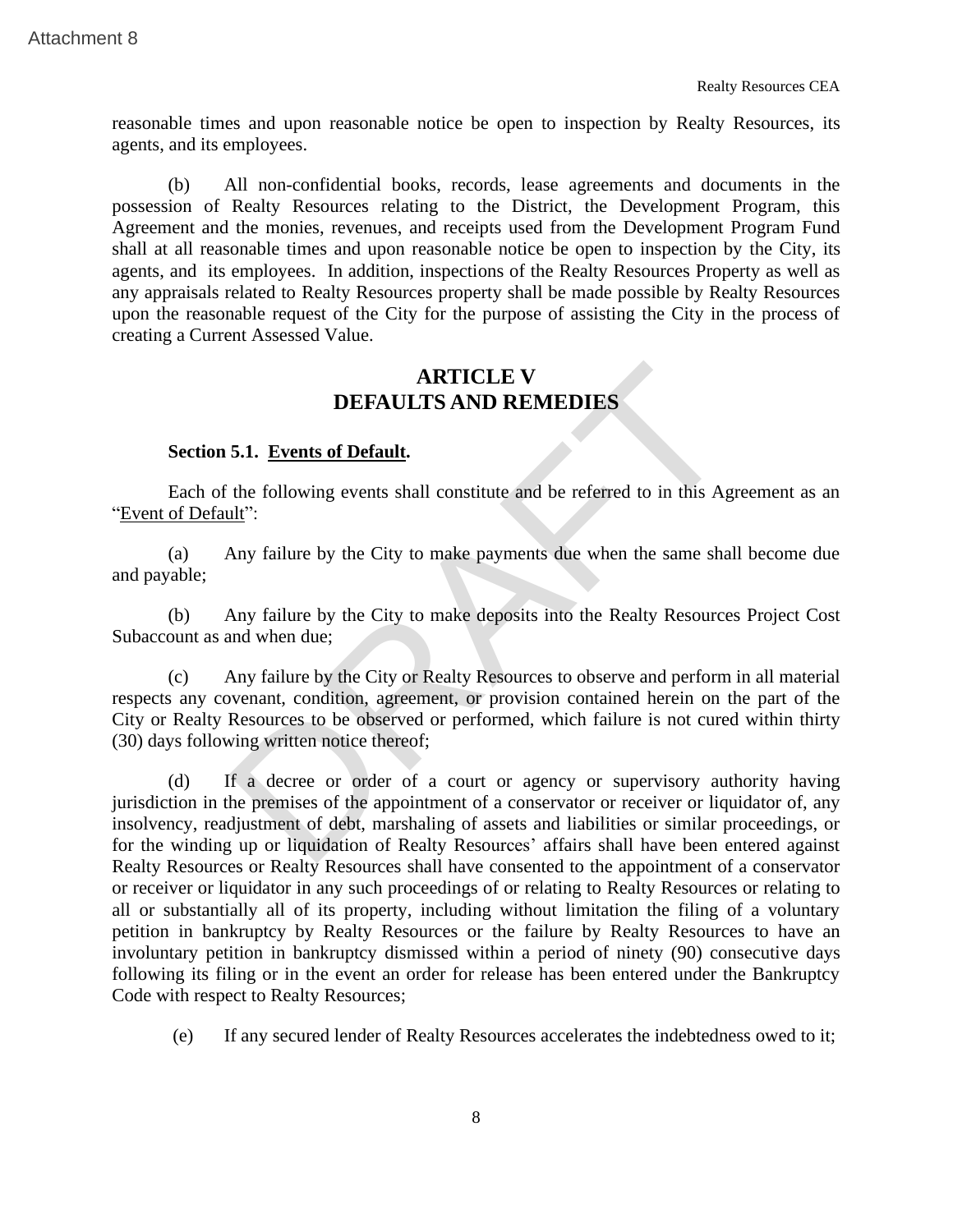reasonable times and upon reasonable notice be open to inspection by Realty Resources, its agents, and its employees.

(b) All non-confidential books, records, lease agreements and documents in the possession of Realty Resources relating to the District, the Development Program, this Agreement and the monies, revenues, and receipts used from the Development Program Fund shall at all reasonable times and upon reasonable notice be open to inspection by the City, its agents, and its employees. In addition, inspections of the Realty Resources Property as well as any appraisals related to Realty Resources property shall be made possible by Realty Resources upon the reasonable request of the City for the purpose of assisting the City in the process of creating a Current Assessed Value.

# ARTICLE V
# DEFAULTS AND REMEDIES

**Section 5.1. Events of Default.**

Each of the following events shall constitute and be referred to in this Agreement as an "Event of Default":

(a) Any failure by the City to make payments due when the same shall become due and payable;

(b) Any failure by the City to make deposits into the Realty Resources Project Cost Subaccount as and when due;

(c) Any failure by the City or Realty Resources to observe and perform in all material respects any covenant, condition, agreement, or provision contained herein on the part of the City or Realty Resources to be observed or performed, which failure is not cured within thirty (30) days following written notice thereof;

(d) If a decree or order of a court or agency or supervisory authority having jurisdiction in the premises of the appointment of a conservator or receiver or liquidator of, any insolvency, readjustment of debt, marshaling of assets and liabilities or similar proceedings, or for the winding up or liquidation of Realty Resources' affairs shall have been entered against Realty Resources or Realty Resources shall have consented to the appointment of a conservator or receiver or liquidator in any such proceedings of or relating to Realty Resources or relating to all or substantially all of its property, including without limitation the filing of a voluntary petition in bankruptcy by Realty Resources or the failure by Realty Resources to have an involuntary petition in bankruptcy dismissed within a period of ninety (90) consecutive days following its filing or in the event an order for release has been entered under the Bankruptcy Code with respect to Realty Resources;

(e) If any secured lender of Realty Resources accelerates the indebtedness owed to it;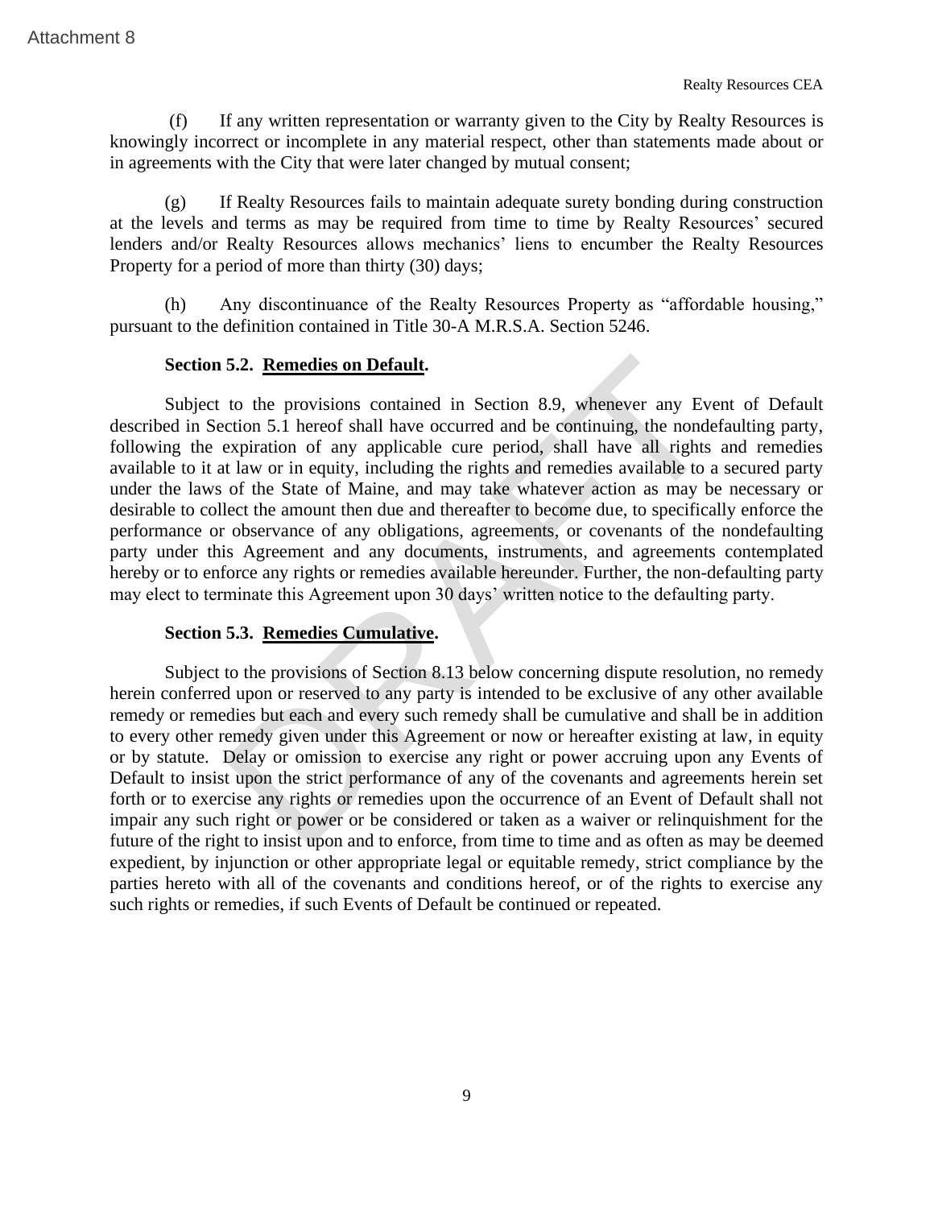(f) If any written representation or warranty given to the City by Realty Resources is knowingly incorrect or incomplete in any material respect, other than statements made about or in agreements with the City that were later changed by mutual consent;

(g) If Realty Resources fails to maintain adequate surety bonding during construction at the levels and terms as may be required from time to time by Realty Resources' secured lenders and/or Realty Resources allows mechanics' liens to encumber the Realty Resources Property for a period of more than thirty (30) days;

(h) Any discontinuance of the Realty Resources Property as "affordable housing," pursuant to the definition contained in Title 30-A M.R.S.A. Section 5246.

**Section 5.2. Remedies on Default.**

Subject to the provisions contained in Section 8.9, whenever any Event of Default described in Section 5.1 hereof shall have occurred and be continuing, the nondefaulting party, following the expiration of any applicable cure period, shall have all rights and remedies available to it at law or in equity, including the rights and remedies available to a secured party under the laws of the State of Maine, and may take whatever action as may be necessary or desirable to collect the amount then due and thereafter to become due, to specifically enforce the performance or observance of any obligations, agreements, or covenants of the nondefaulting party under this Agreement and any documents, instruments, and agreements contemplated hereby or to enforce any rights or remedies available hereunder. Further, the non-defaulting party may elect to terminate this Agreement upon 30 days' written notice to the defaulting party.

**Section 5.3. Remedies Cumulative.**

Subject to the provisions of Section 8.13 below concerning dispute resolution, no remedy herein conferred upon or reserved to any party is intended to be exclusive of any other available remedy or remedies but each and every such remedy shall be cumulative and shall be in addition to every other remedy given under this Agreement or now or hereafter existing at law, in equity or by statute. Delay or omission to exercise any right or power accruing upon any Events of Default to insist upon the strict performance of any of the covenants and agreements herein set forth or to exercise any rights or remedies upon the occurrence of an Event of Default shall not impair any such right or power or be considered or taken as a waiver or relinquishment for the future of the right to insist upon and to enforce, from time to time and as often as may be deemed expedient, by injunction or other appropriate legal or equitable remedy, strict compliance by the parties hereto with all of the covenants and conditions hereof, or of the rights to exercise any such rights or remedies, if such Events of Default be continued or repeated.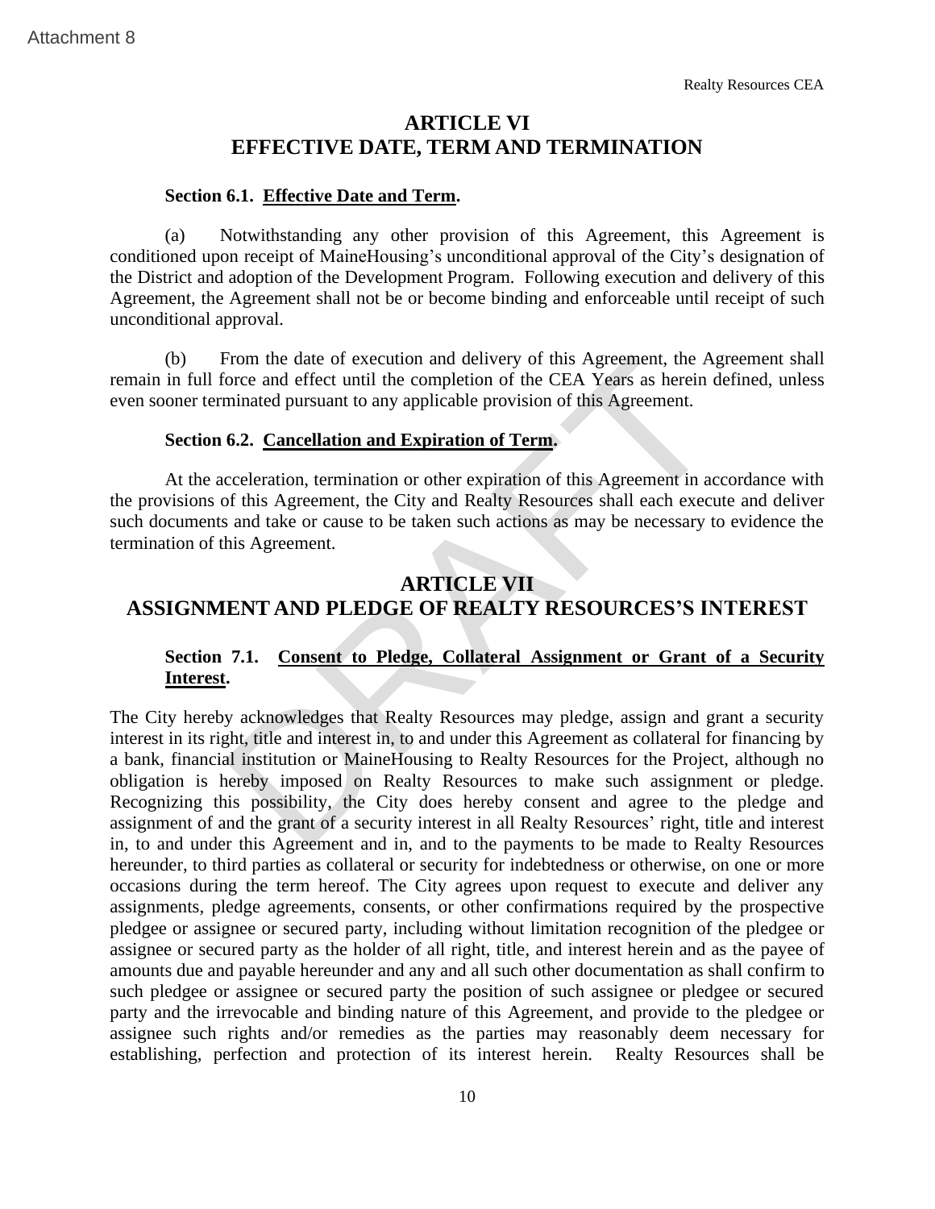## ARTICLE VI
## EFFECTIVE DATE, TERM AND TERMINATION

**Section 6.1. Effective Date and Term.**

(a) Notwithstanding any other provision of this Agreement, this Agreement is conditioned upon receipt of MaineHousing's unconditional approval of the City's designation of the District and adoption of the Development Program. Following execution and delivery of this Agreement, the Agreement shall not be or become binding and enforceable until receipt of such unconditional approval.

(b) From the date of execution and delivery of this Agreement, the Agreement shall remain in full force and effect until the completion of the CEA Years as herein defined, unless even sooner terminated pursuant to any applicable provision of this Agreement.

**Section 6.2. Cancellation and Expiration of Term.**

At the acceleration, termination or other expiration of this Agreement in accordance with the provisions of this Agreement, the City and Realty Resources shall each execute and deliver such documents and take or cause to be taken such actions as may be necessary to evidence the termination of this Agreement.

## ARTICLE VII
## ASSIGNMENT AND PLEDGE OF REALTY RESOURCES'S INTEREST

**Section 7.1. Consent to Pledge, Collateral Assignment or Grant of a Security Interest.**

The City hereby acknowledges that Realty Resources may pledge, assign and grant a security interest in its right, title and interest in, to and under this Agreement as collateral for financing by a bank, financial institution or MaineHousing to Realty Resources for the Project, although no obligation is hereby imposed on Realty Resources to make such assignment or pledge. Recognizing this possibility, the City does hereby consent and agree to the pledge and assignment of and the grant of a security interest in all Realty Resources' right, title and interest in, to and under this Agreement and in, and to the payments to be made to Realty Resources hereunder, to third parties as collateral or security for indebtedness or otherwise, on one or more occasions during the term hereof. The City agrees upon request to execute and deliver any assignments, pledge agreements, consents, or other confirmations required by the prospective pledgee or assignee or secured party, including without limitation recognition of the pledgee or assignee or secured party as the holder of all right, title, and interest herein and as the payee of amounts due and payable hereunder and any and all such other documentation as shall confirm to such pledgee or assignee or secured party the position of such assignee or pledgee or secured party and the irrevocable and binding nature of this Agreement, and provide to the pledgee or assignee such rights and/or remedies as the parties may reasonably deem necessary for establishing, perfection and protection of its interest herein. Realty Resources shall be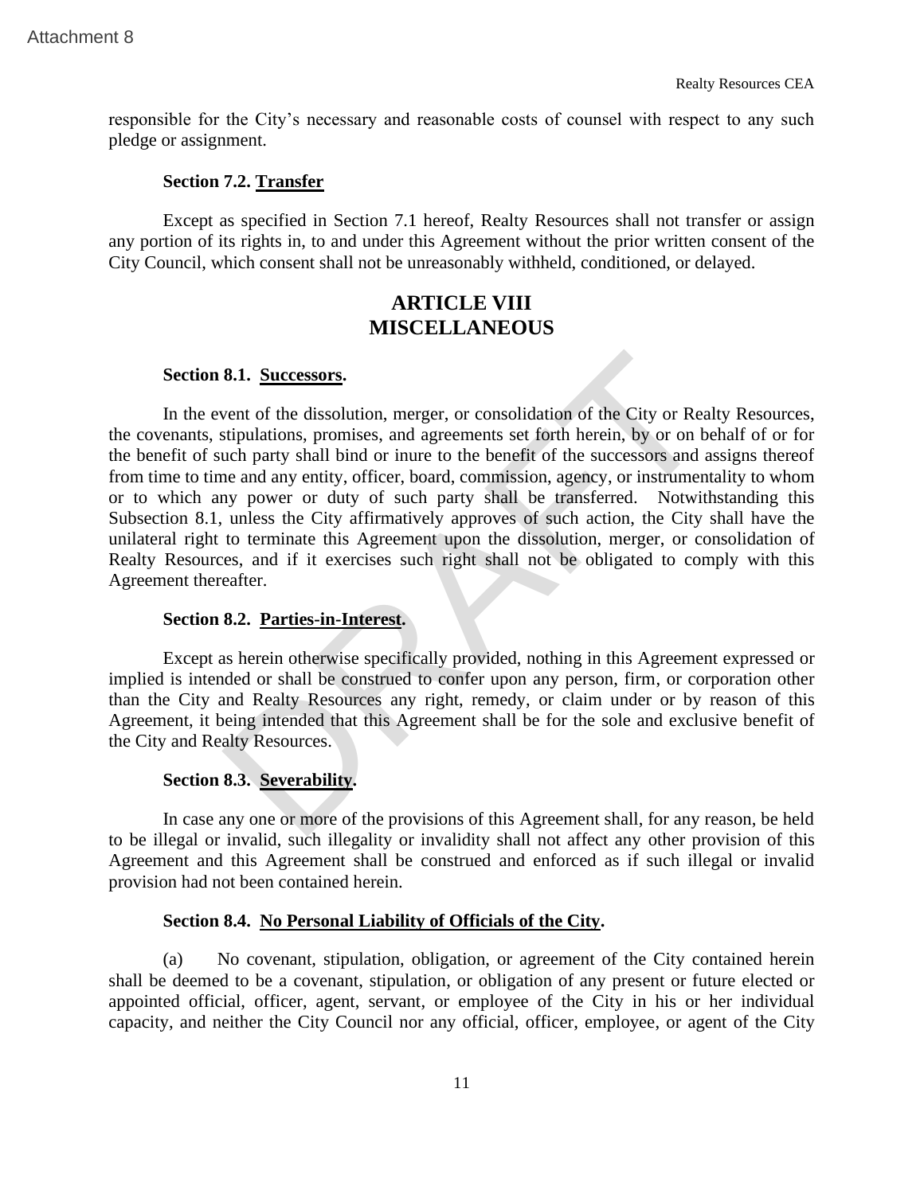responsible for the City's necessary and reasonable costs of counsel with respect to any such pledge or assignment.

**Section 7.2. Transfer**

Except as specified in Section 7.1 hereof, Realty Resources shall not transfer or assign any portion of its rights in, to and under this Agreement without the prior written consent of the City Council, which consent shall not be unreasonably withheld, conditioned, or delayed.

## ARTICLE VIII
## MISCELLANEOUS

**Section 8.1. Successors.**

In the event of the dissolution, merger, or consolidation of the City or Realty Resources, the covenants, stipulations, promises, and agreements set forth herein, by or on behalf of or for the benefit of such party shall bind or inure to the benefit of the successors and assigns thereof from time to time and any entity, officer, board, commission, agency, or instrumentality to whom or to which any power or duty of such party shall be transferred. Notwithstanding this Subsection 8.1, unless the City affirmatively approves of such action, the City shall have the unilateral right to terminate this Agreement upon the dissolution, merger, or consolidation of Realty Resources, and if it exercises such right shall not be obligated to comply with this Agreement thereafter.

**Section 8.2. Parties-in-Interest.**

Except as herein otherwise specifically provided, nothing in this Agreement expressed or implied is intended or shall be construed to confer upon any person, firm, or corporation other than the City and Realty Resources any right, remedy, or claim under or by reason of this Agreement, it being intended that this Agreement shall be for the sole and exclusive benefit of the City and Realty Resources.

**Section 8.3. Severability.**

In case any one or more of the provisions of this Agreement shall, for any reason, be held to be illegal or invalid, such illegality or invalidity shall not affect any other provision of this Agreement and this Agreement shall be construed and enforced as if such illegal or invalid provision had not been contained herein.

**Section 8.4. No Personal Liability of Officials of the City.**

(a) No covenant, stipulation, obligation, or agreement of the City contained herein shall be deemed to be a covenant, stipulation, or obligation of any present or future elected or appointed official, officer, agent, servant, or employee of the City in his or her individual capacity, and neither the City Council nor any official, officer, employee, or agent of the City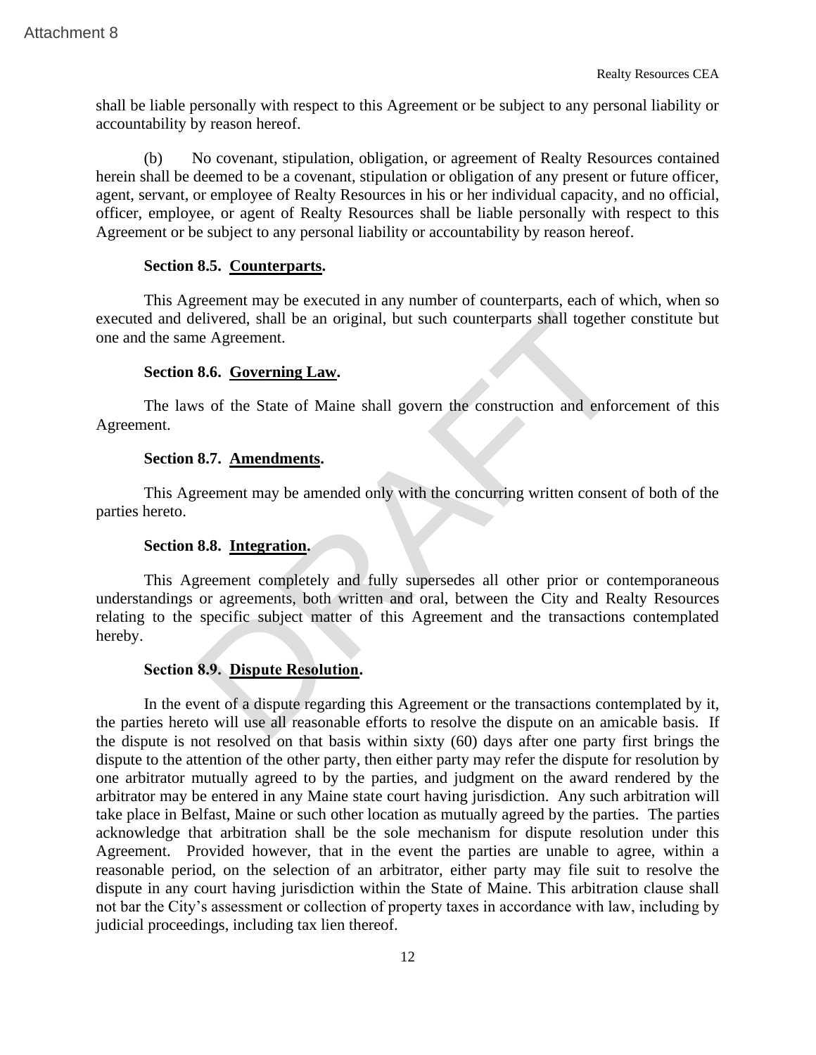shall be liable personally with respect to this Agreement or be subject to any personal liability or accountability by reason hereof.

(b) No covenant, stipulation, obligation, or agreement of Realty Resources contained herein shall be deemed to be a covenant, stipulation or obligation of any present or future officer, agent, servant, or employee of Realty Resources in his or her individual capacity, and no official, officer, employee, or agent of Realty Resources shall be liable personally with respect to this Agreement or be subject to any personal liability or accountability by reason hereof.

**Section 8.5. Counterparts.**

This Agreement may be executed in any number of counterparts, each of which, when so executed and delivered, shall be an original, but such counterparts shall together constitute but one and the same Agreement.

**Section 8.6. Governing Law.**

The laws of the State of Maine shall govern the construction and enforcement of this Agreement.

**Section 8.7. Amendments.**

This Agreement may be amended only with the concurring written consent of both of the parties hereto.

**Section 8.8. Integration.**

This Agreement completely and fully supersedes all other prior or contemporaneous understandings or agreements, both written and oral, between the City and Realty Resources relating to the specific subject matter of this Agreement and the transactions contemplated hereby.

**Section 8.9. Dispute Resolution.**

In the event of a dispute regarding this Agreement or the transactions contemplated by it, the parties hereto will use all reasonable efforts to resolve the dispute on an amicable basis. If the dispute is not resolved on that basis within sixty (60) days after one party first brings the dispute to the attention of the other party, then either party may refer the dispute for resolution by one arbitrator mutually agreed to by the parties, and judgment on the award rendered by the arbitrator may be entered in any Maine state court having jurisdiction. Any such arbitration will take place in Belfast, Maine or such other location as mutually agreed by the parties. The parties acknowledge that arbitration shall be the sole mechanism for dispute resolution under this Agreement. Provided however, that in the event the parties are unable to agree, within a reasonable period, on the selection of an arbitrator, either party may file suit to resolve the dispute in any court having jurisdiction within the State of Maine. This arbitration clause shall not bar the City's assessment or collection of property taxes in accordance with law, including by judicial proceedings, including tax lien thereof.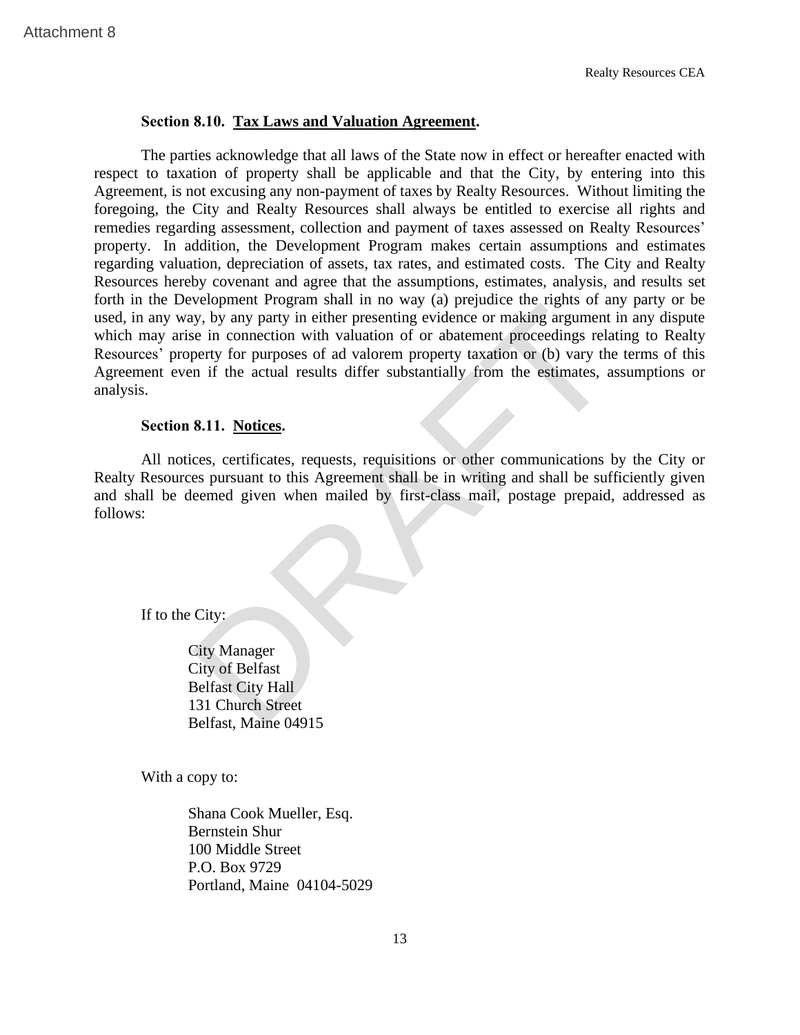**Section 8.10. Tax Laws and Valuation Agreement.**

The parties acknowledge that all laws of the State now in effect or hereafter enacted with respect to taxation of property shall be applicable and that the City, by entering into this Agreement, is not excusing any non-payment of taxes by Realty Resources. Without limiting the foregoing, the City and Realty Resources shall always be entitled to exercise all rights and remedies regarding assessment, collection and payment of taxes assessed on Realty Resources' property. In addition, the Development Program makes certain assumptions and estimates regarding valuation, depreciation of assets, tax rates, and estimated costs. The City and Realty Resources hereby covenant and agree that the assumptions, estimates, analysis, and results set forth in the Development Program shall in no way (a) prejudice the rights of any party or be used, in any way, by any party in either presenting evidence or making argument in any dispute which may arise in connection with valuation of or abatement proceedings relating to Realty Resources' property for purposes of ad valorem property taxation or (b) vary the terms of this Agreement even if the actual results differ substantially from the estimates, assumptions or analysis.

**Section 8.11. Notices.**

All notices, certificates, requests, requisitions or other communications by the City or Realty Resources pursuant to this Agreement shall be in writing and shall be sufficiently given and shall be deemed given when mailed by first-class mail, postage prepaid, addressed as follows:

If to the City:

City Manager
City of Belfast
Belfast City Hall
131 Church Street
Belfast, Maine 04915

With a copy to:

Shana Cook Mueller, Esq.
Bernstein Shur
100 Middle Street
P.O. Box 9729
Portland, Maine 04104-5029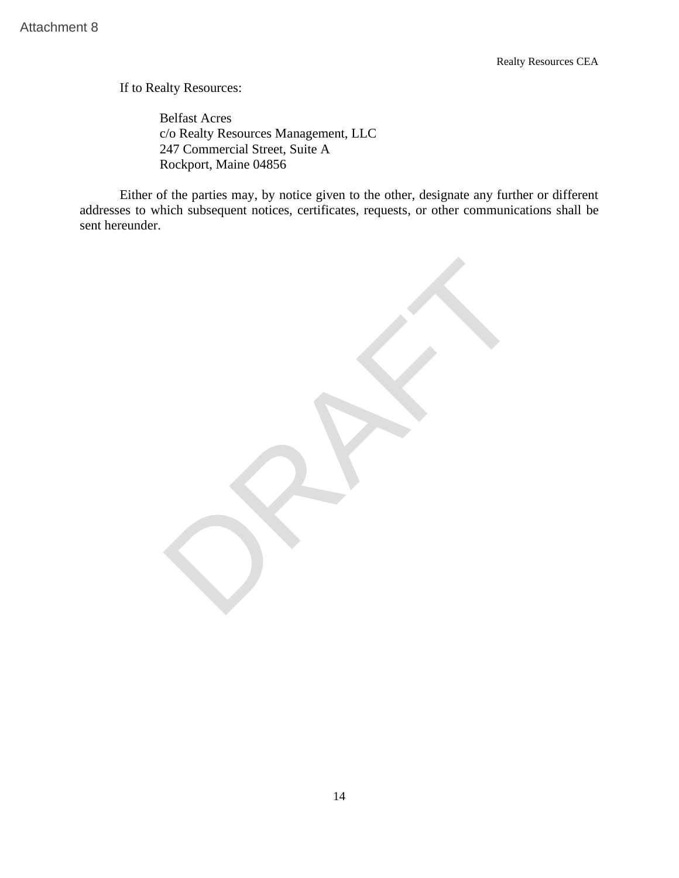If to Realty Resources:

Belfast Acres
c/o Realty Resources Management, LLC
247 Commercial Street, Suite A
Rockport, Maine 04856

Either of the parties may, by notice given to the other, designate any further or different addresses to which subsequent notices, certificates, requests, or other communications shall be sent hereunder.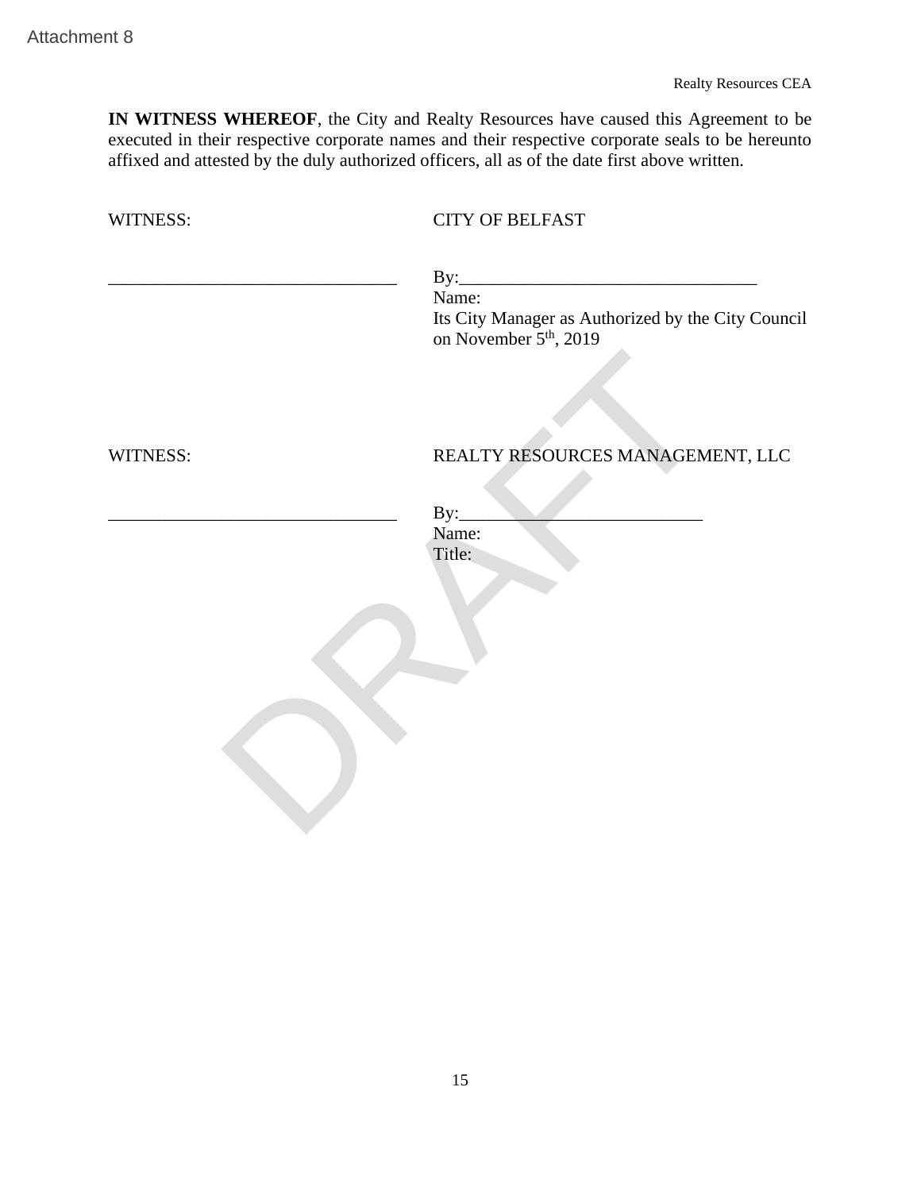Attachment 8

**IN WITNESS WHEREOF**, the City and Realty Resources have caused this Agreement to be executed in their respective corporate names and their respective corporate seals to be hereunto affixed and attested by the duly authorized officers, all as of the date first above written.

WITNESS: CITY OF BELFAST

________________________________ By:_________________________________
Name:
Its City Manager as Authorized by the City Council on November 5th, 2019

WITNESS: REALTY RESOURCES MANAGEMENT, LLC

________________________________ By:___________________________
Name:
Title:

DRAFT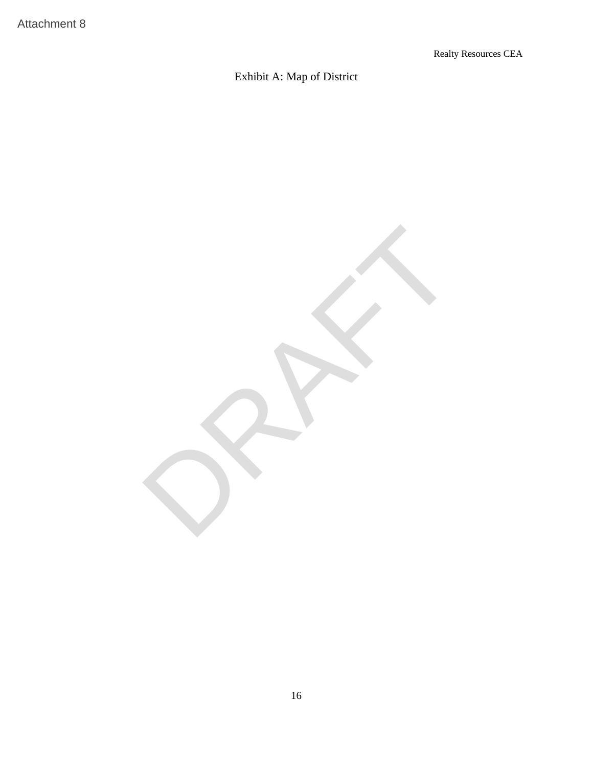Attachment 8

Realty Resources CEA

# Exhibit A: Map of District

DRAFT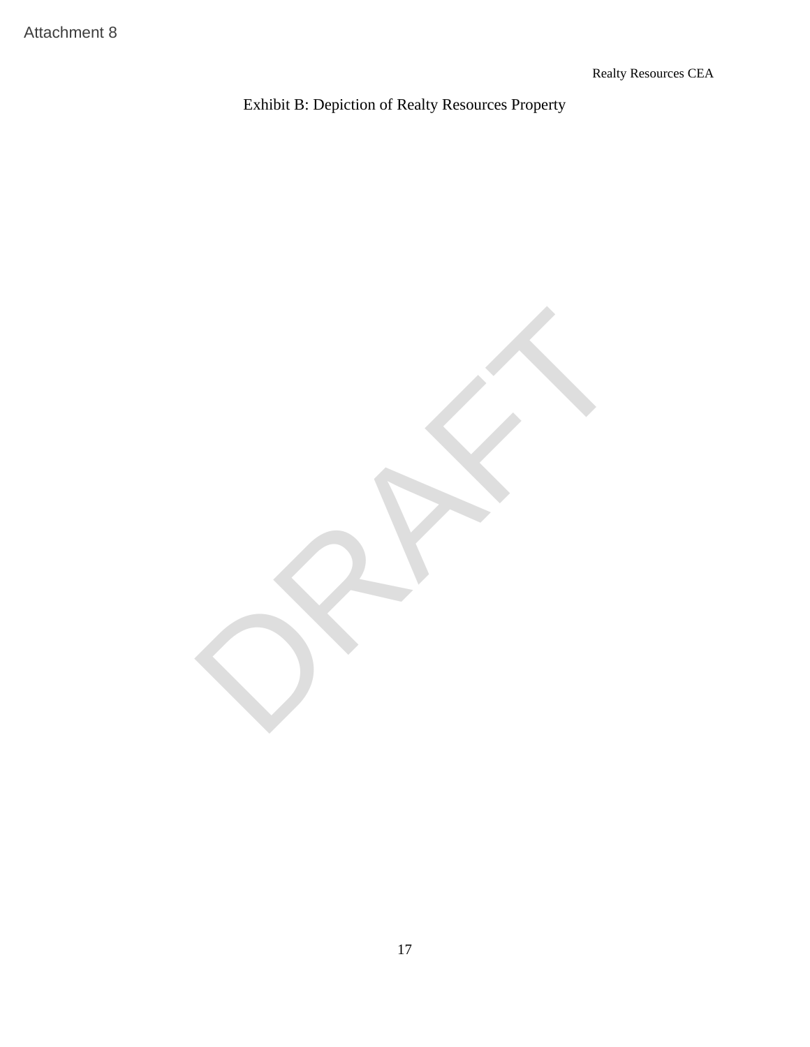Attachment 8

# Exhibit B: Depiction of Realty Resources Property

DRAFT